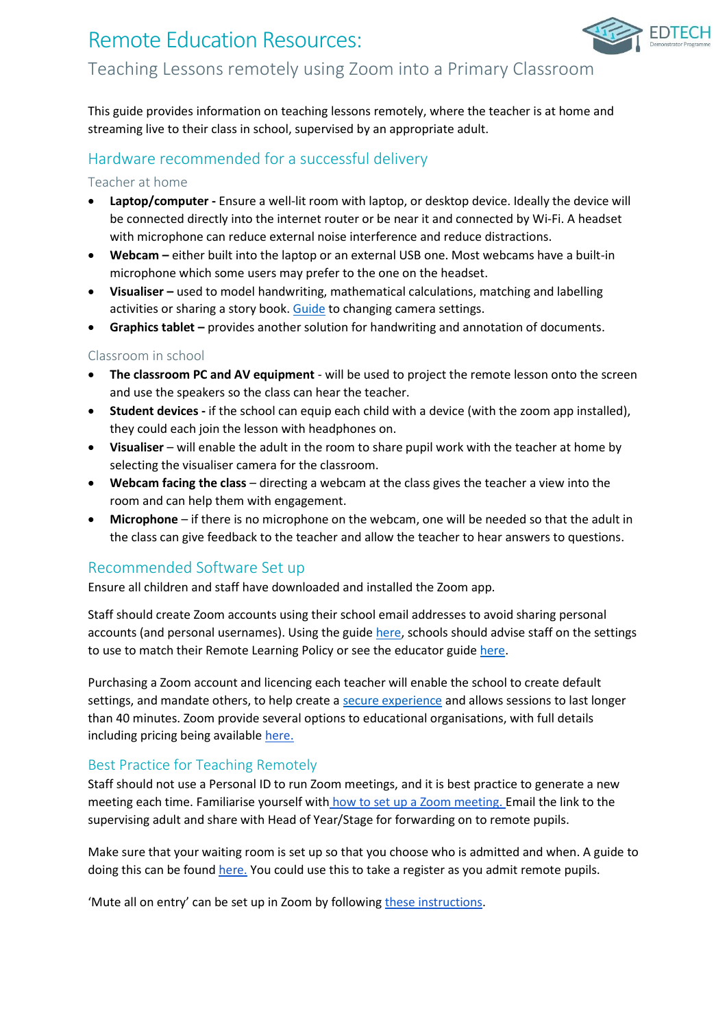# Remote Education Resources:

## Teaching Lessons remotely using Zoom into a Primary Classroom

This guide provides information on teaching lessons remotely, where the teacher is at home and streaming live to their class in school, supervised by an appropriate adult.

## Hardware recommended for a successful delivery

### Teacher at home

- **Laptop/computer -** Ensure a well-lit room with laptop, or desktop device. Ideally the device will be connected directly into the internet router or be near it and connected by Wi-Fi. A headset with microphone can reduce external noise interference and reduce distractions.
- **Webcam –** either built into the laptop or an external USB one. Most webcams have a built-in microphone which some users may prefer to the one on the headset.
- **Visualiser –** used to model handwriting, mathematical calculations, matching and labelling activities or sharing a story book. Guide to changing camera settings.
- **Graphics tablet –** provides another solution for handwriting and annotation of documents.

### Classroom in school

- **The classroom PC and AV equipment** - will be used to project the remote lesson onto the screen and use the speakers so the class can hear the teacher.
- **Student devices -** if the school can equip each child with a device (with the zoom app installed), they could each join the lesson with headphones on.
- **Visualiser** – will enable the adult in the room to share pupil work with the teacher at home by selecting the visualiser camera for the classroom.
- **Webcam facing the class** – directing a webcam at the class gives the teacher a view into the room and can help them with engagement.
- **Microphone** – if there is no microphone on the webcam, one will be needed so that the adult in the class can give feedback to the teacher and allow the teacher to hear answers to questions.

## Recommended Software Set up

Ensure all children and staff have downloaded and installed the Zoom app.

Staff should create Zoom accounts using their school email addresses to avoid sharing personal accounts (and personal usernames). Using the guide here, schools should advise staff on the settings to use to match their Remote Learning Policy or see the educator guide here.

Purchasing a Zoom account and licencing each teacher will enable the school to create default settings, and mandate others, to help create a secure experience and allows sessions to last longer than 40 minutes. Zoom provide several options to educational organisations, with full details including pricing being available here.

## Best Practice for Teaching Remotely

Staff should not use a Personal ID to run Zoom meetings, and it is best practice to generate a new meeting each time. Familiarise yourself with how to set up a Zoom meeting. Email the link to the supervising adult and share with Head of Year/Stage for forwarding on to remote pupils.

Make sure that your waiting room is set up so that you choose who is admitted and when. A guide to doing this can be found here. You could use this to take a register as you admit remote pupils.

'Mute all on entry' can be set up in Zoom by following these instructions.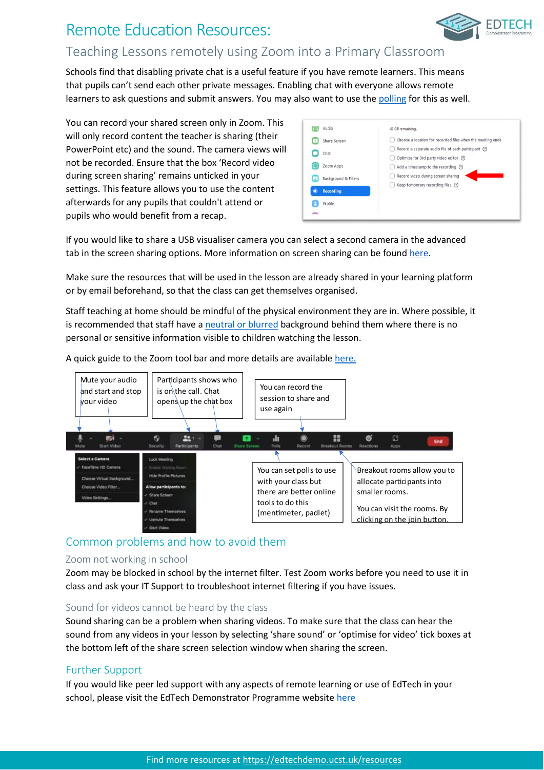# Remote Education Resources:

## Teaching Lessons remotely using Zoom into a Primary Classroom

Schools find that disabling private chat is a useful feature if you have remote learners. This means that pupils can't send each other private messages. Enabling chat with everyone allows remote learners to ask questions and submit answers. You may also want to use the polling for this as well.

You can record your shared screen only in Zoom. This will only record content the teacher is sharing (their PowerPoint etc) and the sound. The camera views will not be recorded. Ensure that the box 'Record video during screen sharing' remains unticked in your settings. This feature allows you to use the content afterwards for any pupils that couldn't attend or pupils who would benefit from a recap.

If you would like to share a USB visualiser camera you can select a second camera in the advanced tab in the screen sharing options. More information on screen sharing can be found here.

Make sure the resources that will be used in the lesson are already shared in your learning platform or by email beforehand, so that the class can get themselves organised.

Staff teaching at home should be mindful of the physical environment they are in. Where possible, it is recommended that staff have a neutral or blurred background behind them where there is no personal or sensitive information visible to children watching the lesson.

A quick guide to the Zoom tool bar and more details are available here.

Mute your audio and start and stop your video

Participants shows who is on the call. Chat opens up the chat box

You can record the session to share and use again

You can set polls to use with your class but there are better online tools to do this (mentimeter, padlet)

Breakout rooms allow you to allocate participants into smaller rooms.

You can visit the rooms. By clicking on the join button.

## Common problems and how to avoid them

### Zoom not working in school

Zoom may be blocked in school by the internet filter. Test Zoom works before you need to use it in class and ask your IT Support to troubleshoot internet filtering if you have issues.

### Sound for videos cannot be heard by the class

Sound sharing can be a problem when sharing videos. To make sure that the class can hear the sound from any videos in your lesson by selecting 'share sound' or 'optimise for video' tick boxes at the bottom left of the share screen selection window when sharing the screen.

## Further Support

If you would like peer led support with any aspects of remote learning or use of EdTech in your school, please visit the EdTech Demonstrator Programme website here

Find more resources at https://edtechdemo.ucst.uk/resources